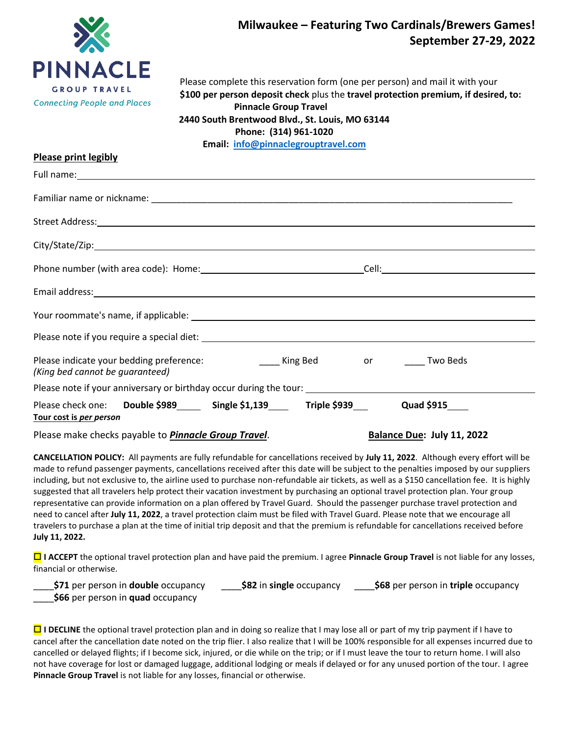PINNACLE
GROUP TRAVEL
*Connecting People and Places*

# Milwaukee – Featuring Two Cardinals/Brewers Games!
# September 27-29, 2022

Please complete this reservation form (one per person) and mail it with your **$100 per person deposit check** plus the **travel protection premium, if desired, to:**

**Pinnacle Group Travel**
**2440 South Brentwood Blvd., St. Louis, MO 63144**
**Phone: (314) 961-1020**
**Email: info@pinnaclegrouptravel.com**

**Please print legibly**

Full name: ______________________________________________

Familiar name or nickname: ______________________________________________

Street Address: ______________________________________________

City/State/Zip: ______________________________________________

Phone number (with area code): Home: ____________________ Cell: ____________________

Email address: ______________________________________________

Your roommate's name, if applicable: ______________________________________________

Please note if you require a special diet: ______________________________________________

Please indicate your bedding preference: ____ King Bed or ____ Two Beds
*(King bed cannot be guaranteed)*

Please note if your anniversary or birthday occur during the tour: ______________________________

Please check one: **Double $989**_____ **Single $1,139**____ **Triple $939**___ **Quad $915**____
**Tour cost is *per* person**

Please make checks payable to ***Pinnacle Group Travel***. **Balance Due: July 11, 2022**

**CANCELLATION POLICY:** All payments are fully refundable for cancellations received by **July 11, 2022**. Although every effort will be made to refund passenger payments, cancellations received after this date will be subject to the penalties imposed by our suppliers including, but not exclusive to, the airline used to purchase non-refundable air tickets, as well as a $150 cancellation fee. It is highly suggested that all travelers help protect their vacation investment by purchasing an optional travel protection plan. Your group representative can provide information on a plan offered by Travel Guard. Should the passenger purchase travel protection and need to cancel after **July 11, 2022**, a travel protection claim must be filed with Travel Guard. Please note that we encourage all travelers to purchase a plan at the time of initial trip deposit and that the premium is refundable for cancellations received before **July 11, 2022.**

☐ **I ACCEPT** the optional travel protection plan and have paid the premium. I agree **Pinnacle Group Travel** is not liable for any losses, financial or otherwise.

____**$71** per person in **double** occupancy ____**$82** in **single** occupancy ____**$68** per person in **triple** occupancy
____**$66** per person in **quad** occupancy

☐ **I DECLINE** the optional travel protection plan and in doing so realize that I may lose all or part of my trip payment if I have to cancel after the cancellation date noted on the trip flier. I also realize that I will be 100% responsible for all expenses incurred due to cancelled or delayed flights; if I become sick, injured, or die while on the trip; or if I must leave the tour to return home. I will also not have coverage for lost or damaged luggage, additional lodging or meals if delayed or for any unused portion of the tour. I agree **Pinnacle Group Travel** is not liable for any losses, financial or otherwise.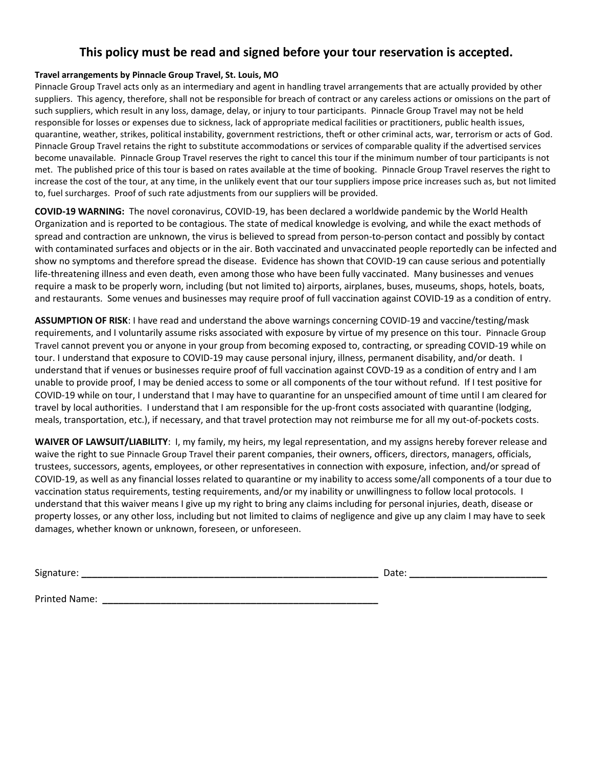## This policy must be read and signed before your tour reservation is accepted.

**Travel arrangements by Pinnacle Group Travel, St. Louis, MO**

Pinnacle Group Travel acts only as an intermediary and agent in handling travel arrangements that are actually provided by other suppliers. This agency, therefore, shall not be responsible for breach of contract or any careless actions or omissions on the part of such suppliers, which result in any loss, damage, delay, or injury to tour participants. Pinnacle Group Travel may not be held responsible for losses or expenses due to sickness, lack of appropriate medical facilities or practitioners, public health issues, quarantine, weather, strikes, political instability, government restrictions, theft or other criminal acts, war, terrorism or acts of God. Pinnacle Group Travel retains the right to substitute accommodations or services of comparable quality if the advertised services become unavailable. Pinnacle Group Travel reserves the right to cancel this tour if the minimum number of tour participants is not met. The published price of this tour is based on rates available at the time of booking. Pinnacle Group Travel reserves the right to increase the cost of the tour, at any time, in the unlikely event that our tour suppliers impose price increases such as, but not limited to, fuel surcharges. Proof of such rate adjustments from our suppliers will be provided.

**COVID-19 WARNING:** The novel coronavirus, COVID-19, has been declared a worldwide pandemic by the World Health Organization and is reported to be contagious. The state of medical knowledge is evolving, and while the exact methods of spread and contraction are unknown, the virus is believed to spread from person-to-person contact and possibly by contact with contaminated surfaces and objects or in the air. Both vaccinated and unvaccinated people reportedly can be infected and show no symptoms and therefore spread the disease. Evidence has shown that COVID-19 can cause serious and potentially life-threatening illness and even death, even among those who have been fully vaccinated. Many businesses and venues require a mask to be properly worn, including (but not limited to) airports, airplanes, buses, museums, shops, hotels, boats, and restaurants. Some venues and businesses may require proof of full vaccination against COVID-19 as a condition of entry.

**ASSUMPTION OF RISK**: I have read and understand the above warnings concerning COVID-19 and vaccine/testing/mask requirements, and I voluntarily assume risks associated with exposure by virtue of my presence on this tour. Pinnacle Group Travel cannot prevent you or anyone in your group from becoming exposed to, contracting, or spreading COVID-19 while on tour. I understand that exposure to COVID-19 may cause personal injury, illness, permanent disability, and/or death. I understand that if venues or businesses require proof of full vaccination against COVD-19 as a condition of entry and I am unable to provide proof, I may be denied access to some or all components of the tour without refund. If I test positive for COVID-19 while on tour, I understand that I may have to quarantine for an unspecified amount of time until I am cleared for travel by local authorities. I understand that I am responsible for the up-front costs associated with quarantine (lodging, meals, transportation, etc.), if necessary, and that travel protection may not reimburse me for all my out-of-pockets costs.

**WAIVER OF LAWSUIT/LIABILITY**: I, my family, my heirs, my legal representation, and my assigns hereby forever release and waive the right to sue Pinnacle Group Travel their parent companies, their owners, officers, directors, managers, officials, trustees, successors, agents, employees, or other representatives in connection with exposure, infection, and/or spread of COVID-19, as well as any financial losses related to quarantine or my inability to access some/all components of a tour due to vaccination status requirements, testing requirements, and/or my inability or unwillingness to follow local protocols. I understand that this waiver means I give up my right to bring any claims including for personal injuries, death, disease or property losses, or any other loss, including but not limited to claims of negligence and give up any claim I may have to seek damages, whether known or unknown, foreseen, or unforeseen.

Signature: ________________________________________________ Date: ______________________

Printed Name: ____________________________________________